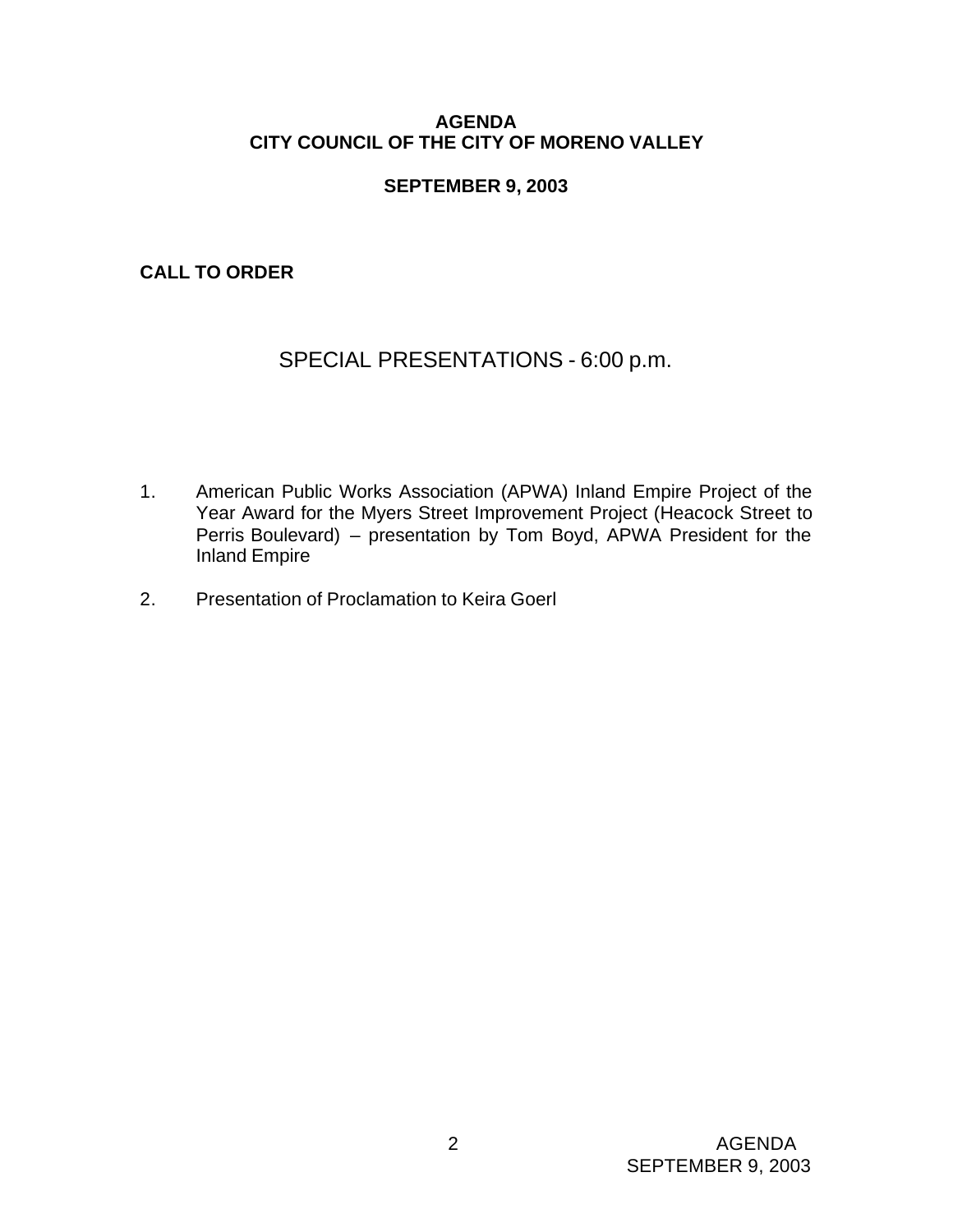# AGENDA
# CITY COUNCIL OF THE CITY OF MORENO VALLEY

## SEPTEMBER 9, 2003

**CALL TO ORDER**

## SPECIAL PRESENTATIONS - 6:00 p.m.

1. American Public Works Association (APWA) Inland Empire Project of the Year Award for the Myers Street Improvement Project (Heacock Street to Perris Boulevard) – presentation by Tom Boyd, APWA President for the Inland Empire

2. Presentation of Proclamation to Keira Goerl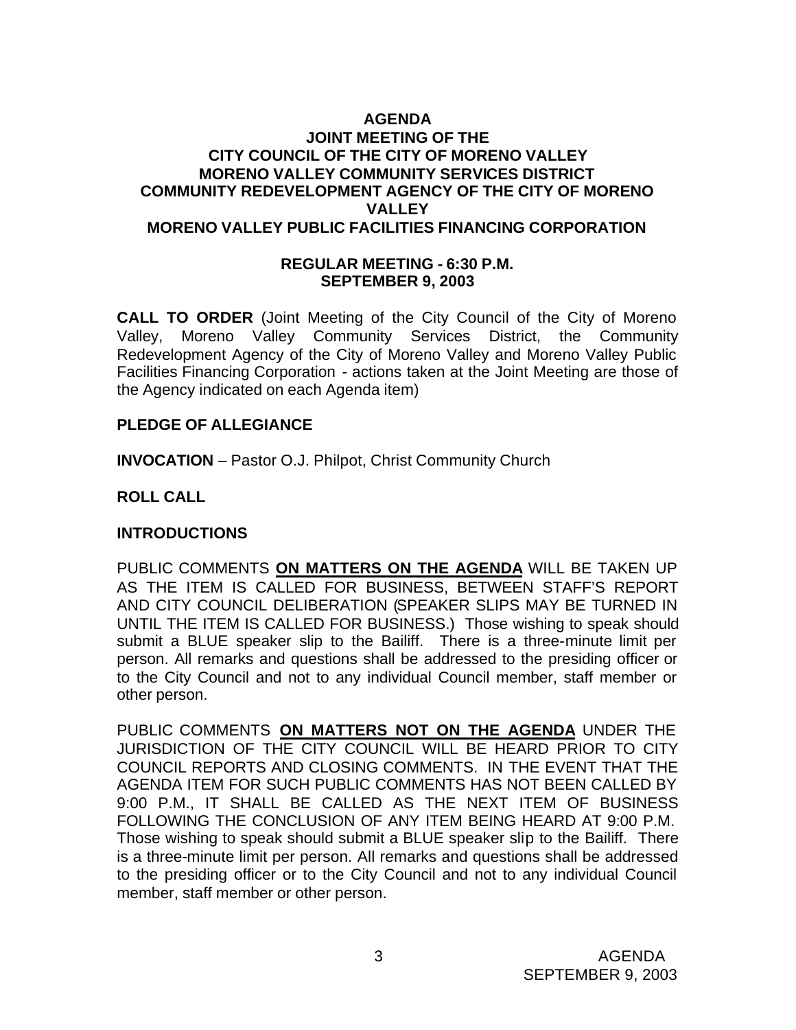**AGENDA**
**JOINT MEETING OF THE**
**CITY COUNCIL OF THE CITY OF MORENO VALLEY**
**MORENO VALLEY COMMUNITY SERVICES DISTRICT**
**COMMUNITY REDEVELOPMENT AGENCY OF THE CITY OF MORENO VALLEY**
**MORENO VALLEY PUBLIC FACILITIES FINANCING CORPORATION**

**REGULAR MEETING - 6:30 P.M.**
**SEPTEMBER 9, 2003**

**CALL TO ORDER** (Joint Meeting of the City Council of the City of Moreno Valley, Moreno Valley Community Services District, the Community Redevelopment Agency of the City of Moreno Valley and Moreno Valley Public Facilities Financing Corporation - actions taken at the Joint Meeting are those of the Agency indicated on each Agenda item)

**PLEDGE OF ALLEGIANCE**

**INVOCATION** – Pastor O.J. Philpot, Christ Community Church

**ROLL CALL**

**INTRODUCTIONS**

PUBLIC COMMENTS **ON MATTERS ON THE AGENDA** WILL BE TAKEN UP AS THE ITEM IS CALLED FOR BUSINESS, BETWEEN STAFF'S REPORT AND CITY COUNCIL DELIBERATION (SPEAKER SLIPS MAY BE TURNED IN UNTIL THE ITEM IS CALLED FOR BUSINESS.) Those wishing to speak should submit a BLUE speaker slip to the Bailiff. There is a three-minute limit per person. All remarks and questions shall be addressed to the presiding officer or to the City Council and not to any individual Council member, staff member or other person.

PUBLIC COMMENTS **ON MATTERS NOT ON THE AGENDA** UNDER THE JURISDICTION OF THE CITY COUNCIL WILL BE HEARD PRIOR TO CITY COUNCIL REPORTS AND CLOSING COMMENTS. IN THE EVENT THAT THE AGENDA ITEM FOR SUCH PUBLIC COMMENTS HAS NOT BEEN CALLED BY 9:00 P.M., IT SHALL BE CALLED AS THE NEXT ITEM OF BUSINESS FOLLOWING THE CONCLUSION OF ANY ITEM BEING HEARD AT 9:00 P.M. Those wishing to speak should submit a BLUE speaker slip to the Bailiff. There is a three-minute limit per person. All remarks and questions shall be addressed to the presiding officer or to the City Council and not to any individual Council member, staff member or other person.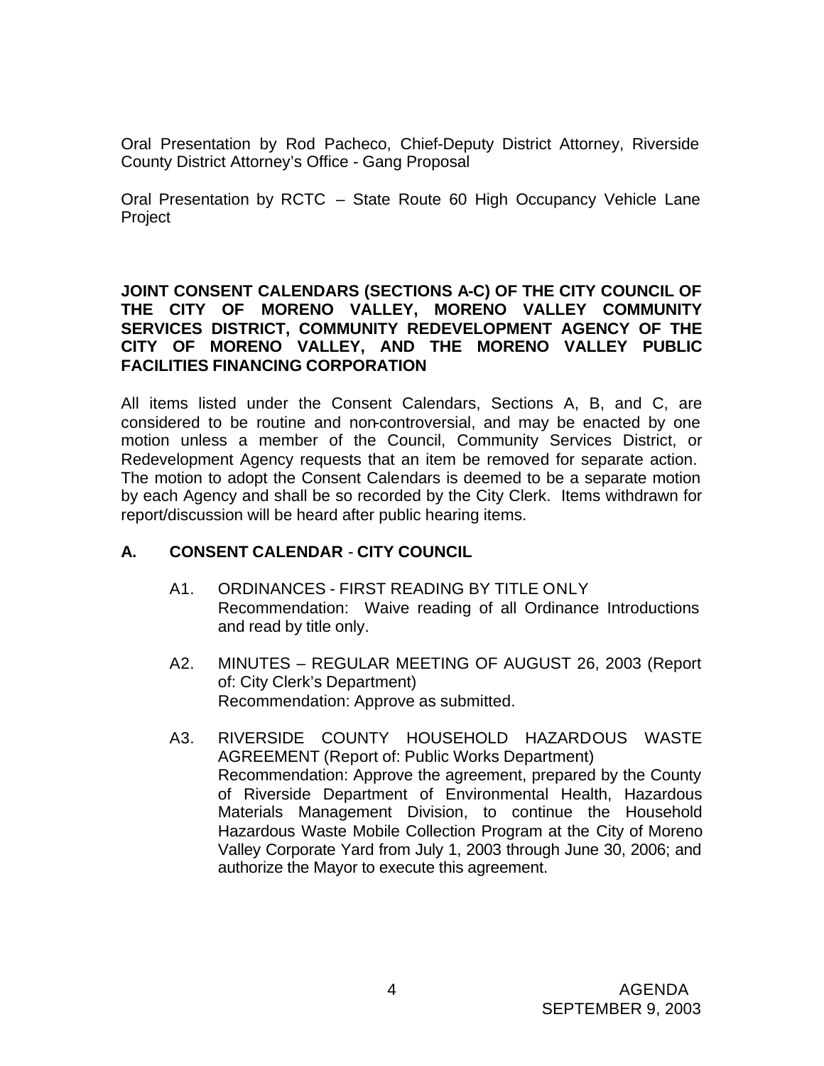Oral Presentation by Rod Pacheco, Chief-Deputy District Attorney, Riverside County District Attorney's Office - Gang Proposal

Oral Presentation by RCTC – State Route 60 High Occupancy Vehicle Lane Project

**JOINT CONSENT CALENDARS (SECTIONS A-C) OF THE CITY COUNCIL OF THE CITY OF MORENO VALLEY, MORENO VALLEY COMMUNITY SERVICES DISTRICT, COMMUNITY REDEVELOPMENT AGENCY OF THE CITY OF MORENO VALLEY, AND THE MORENO VALLEY PUBLIC FACILITIES FINANCING CORPORATION**

All items listed under the Consent Calendars, Sections A, B, and C, are considered to be routine and non-controversial, and may be enacted by one motion unless a member of the Council, Community Services District, or Redevelopment Agency requests that an item be removed for separate action. The motion to adopt the Consent Calendars is deemed to be a separate motion by each Agency and shall be so recorded by the City Clerk. Items withdrawn for report/discussion will be heard after public hearing items.

## A. CONSENT CALENDAR - CITY COUNCIL

A1. ORDINANCES - FIRST READING BY TITLE ONLY
Recommendation: Waive reading of all Ordinance Introductions and read by title only.

A2. MINUTES – REGULAR MEETING OF AUGUST 26, 2003 (Report of: City Clerk's Department)
Recommendation: Approve as submitted.

A3. RIVERSIDE COUNTY HOUSEHOLD HAZARDOUS WASTE AGREEMENT (Report of: Public Works Department)
Recommendation: Approve the agreement, prepared by the County of Riverside Department of Environmental Health, Hazardous Materials Management Division, to continue the Household Hazardous Waste Mobile Collection Program at the City of Moreno Valley Corporate Yard from July 1, 2003 through June 30, 2006; and authorize the Mayor to execute this agreement.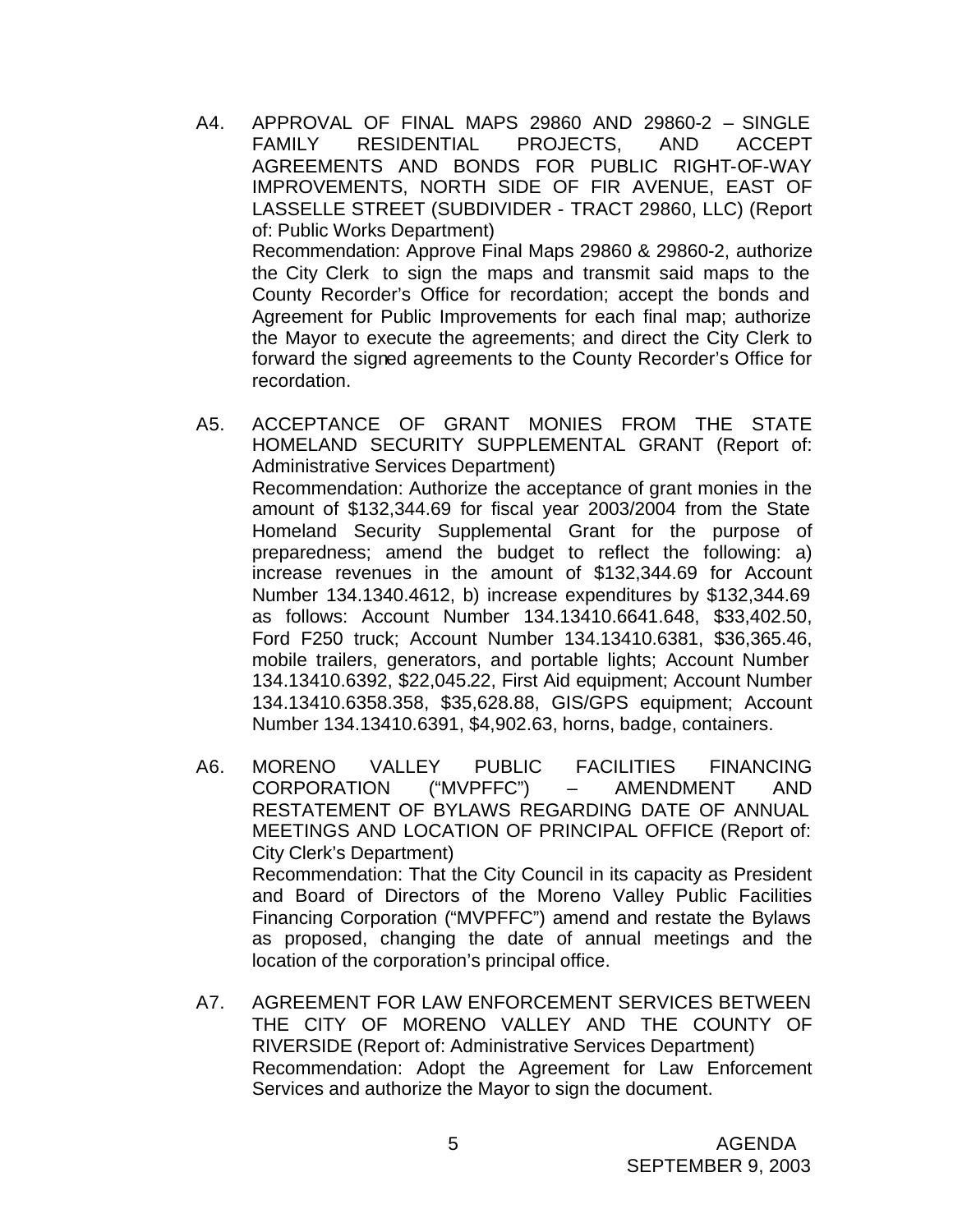A4. APPROVAL OF FINAL MAPS 29860 AND 29860-2 – SINGLE FAMILY RESIDENTIAL PROJECTS, AND ACCEPT AGREEMENTS AND BONDS FOR PUBLIC RIGHT-OF-WAY IMPROVEMENTS, NORTH SIDE OF FIR AVENUE, EAST OF LASSELLE STREET (SUBDIVIDER - TRACT 29860, LLC) (Report of: Public Works Department)

Recommendation: Approve Final Maps 29860 & 29860-2, authorize the City Clerk to sign the maps and transmit said maps to the County Recorder's Office for recordation; accept the bonds and Agreement for Public Improvements for each final map; authorize the Mayor to execute the agreements; and direct the City Clerk to forward the signed agreements to the County Recorder's Office for recordation.

A5. ACCEPTANCE OF GRANT MONIES FROM THE STATE HOMELAND SECURITY SUPPLEMENTAL GRANT (Report of: Administrative Services Department)

Recommendation: Authorize the acceptance of grant monies in the amount of $132,344.69 for fiscal year 2003/2004 from the State Homeland Security Supplemental Grant for the purpose of preparedness; amend the budget to reflect the following: a) increase revenues in the amount of $132,344.69 for Account Number 134.1340.4612, b) increase expenditures by $132,344.69 as follows: Account Number 134.13410.6641.648, $33,402.50, Ford F250 truck; Account Number 134.13410.6381, $36,365.46, mobile trailers, generators, and portable lights; Account Number 134.13410.6392, $22,045.22, First Aid equipment; Account Number 134.13410.6358.358, $35,628.88, GIS/GPS equipment; Account Number 134.13410.6391, $4,902.63, horns, badge, containers.

A6. MORENO VALLEY PUBLIC FACILITIES FINANCING CORPORATION ("MVPFFC") – AMENDMENT AND RESTATEMENT OF BYLAWS REGARDING DATE OF ANNUAL MEETINGS AND LOCATION OF PRINCIPAL OFFICE (Report of: City Clerk's Department)

Recommendation: That the City Council in its capacity as President and Board of Directors of the Moreno Valley Public Facilities Financing Corporation ("MVPFFC") amend and restate the Bylaws as proposed, changing the date of annual meetings and the location of the corporation's principal office.

A7. AGREEMENT FOR LAW ENFORCEMENT SERVICES BETWEEN THE CITY OF MORENO VALLEY AND THE COUNTY OF RIVERSIDE (Report of: Administrative Services Department)

Recommendation: Adopt the Agreement for Law Enforcement Services and authorize the Mayor to sign the document.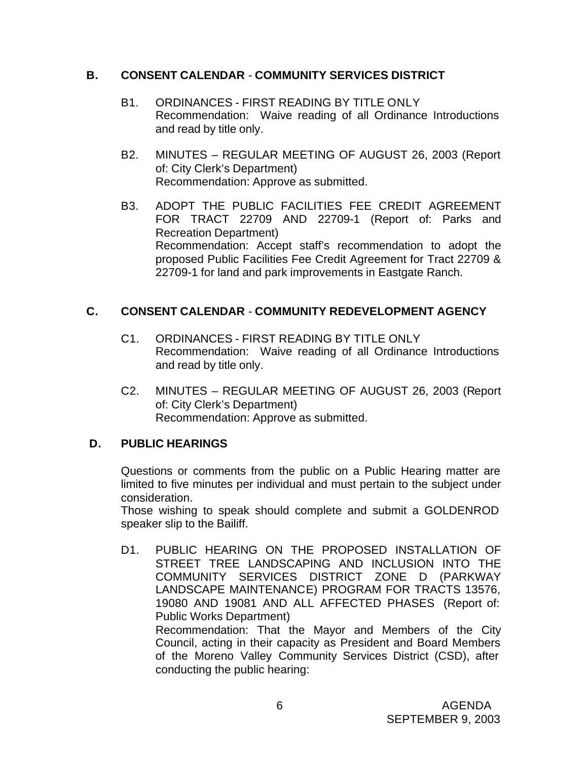## B. CONSENT CALENDAR - COMMUNITY SERVICES DISTRICT

B1. ORDINANCES - FIRST READING BY TITLE ONLY
Recommendation: Waive reading of all Ordinance Introductions and read by title only.

B2. MINUTES – REGULAR MEETING OF AUGUST 26, 2003 (Report of: City Clerk's Department)
Recommendation: Approve as submitted.

B3. ADOPT THE PUBLIC FACILITIES FEE CREDIT AGREEMENT FOR TRACT 22709 AND 22709-1 (Report of: Parks and Recreation Department)
Recommendation: Accept staff's recommendation to adopt the proposed Public Facilities Fee Credit Agreement for Tract 22709 & 22709-1 for land and park improvements in Eastgate Ranch.

## C. CONSENT CALENDAR - COMMUNITY REDEVELOPMENT AGENCY

C1. ORDINANCES - FIRST READING BY TITLE ONLY
Recommendation: Waive reading of all Ordinance Introductions and read by title only.

C2. MINUTES – REGULAR MEETING OF AUGUST 26, 2003 (Report of: City Clerk's Department)
Recommendation: Approve as submitted.

## D. PUBLIC HEARINGS

Questions or comments from the public on a Public Hearing matter are limited to five minutes per individual and must pertain to the subject under consideration.
Those wishing to speak should complete and submit a GOLDENROD speaker slip to the Bailiff.

D1. PUBLIC HEARING ON THE PROPOSED INSTALLATION OF STREET TREE LANDSCAPING AND INCLUSION INTO THE COMMUNITY SERVICES DISTRICT ZONE D (PARKWAY LANDSCAPE MAINTENANCE) PROGRAM FOR TRACTS 13576, 19080 AND 19081 AND ALL AFFECTED PHASES (Report of: Public Works Department)
Recommendation: That the Mayor and Members of the City Council, acting in their capacity as President and Board Members of the Moreno Valley Community Services District (CSD), after conducting the public hearing: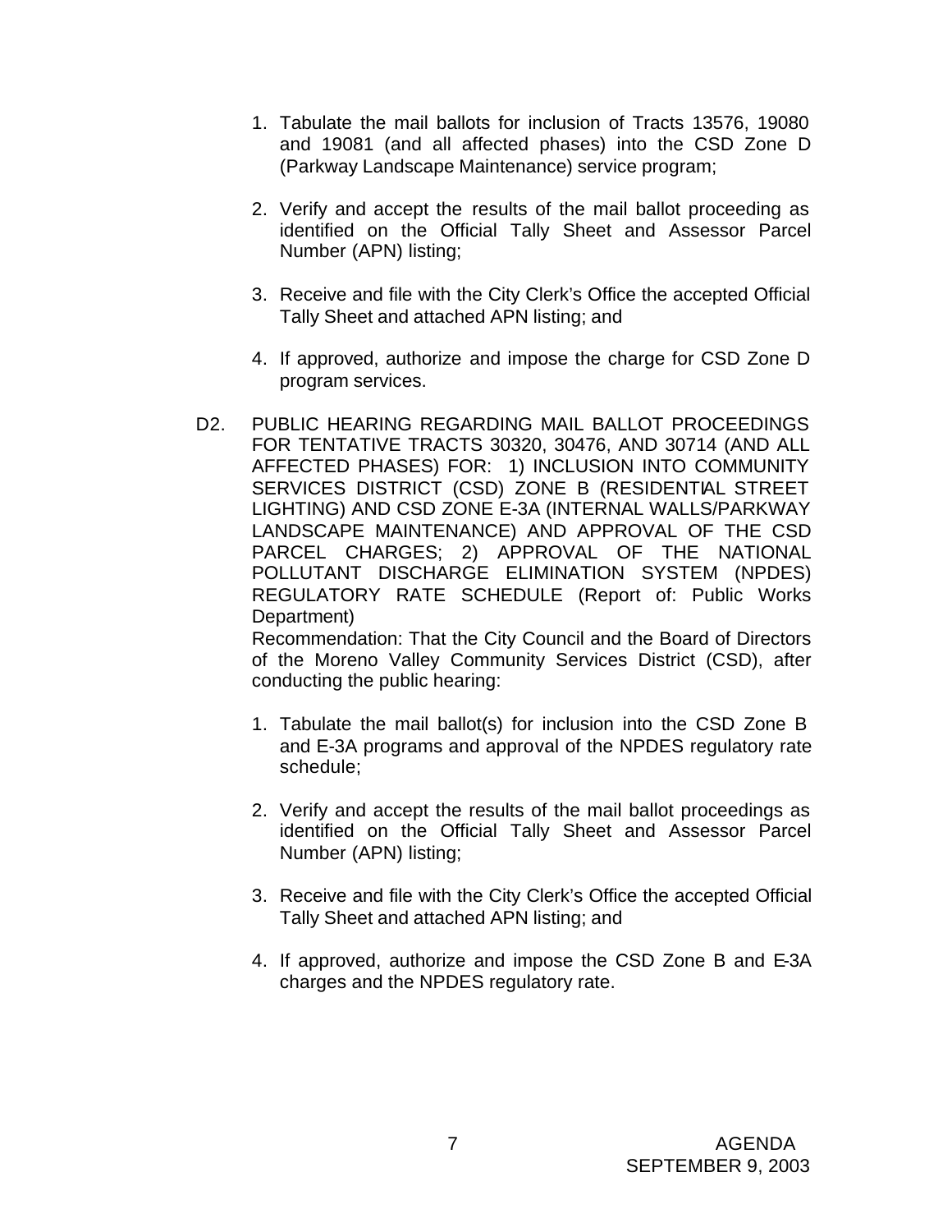1. Tabulate the mail ballots for inclusion of Tracts 13576, 19080 and 19081 (and all affected phases) into the CSD Zone D (Parkway Landscape Maintenance) service program;

2. Verify and accept the results of the mail ballot proceeding as identified on the Official Tally Sheet and Assessor Parcel Number (APN) listing;

3. Receive and file with the City Clerk's Office the accepted Official Tally Sheet and attached APN listing; and

4. If approved, authorize and impose the charge for CSD Zone D program services.

D2. PUBLIC HEARING REGARDING MAIL BALLOT PROCEEDINGS FOR TENTATIVE TRACTS 30320, 30476, AND 30714 (AND ALL AFFECTED PHASES) FOR: 1) INCLUSION INTO COMMUNITY SERVICES DISTRICT (CSD) ZONE B (RESIDENTIAL STREET LIGHTING) AND CSD ZONE E-3A (INTERNAL WALLS/PARKWAY LANDSCAPE MAINTENANCE) AND APPROVAL OF THE CSD PARCEL CHARGES; 2) APPROVAL OF THE NATIONAL POLLUTANT DISCHARGE ELIMINATION SYSTEM (NPDES) REGULATORY RATE SCHEDULE (Report of: Public Works Department)

Recommendation: That the City Council and the Board of Directors of the Moreno Valley Community Services District (CSD), after conducting the public hearing:

1. Tabulate the mail ballot(s) for inclusion into the CSD Zone B and E-3A programs and approval of the NPDES regulatory rate schedule;

2. Verify and accept the results of the mail ballot proceedings as identified on the Official Tally Sheet and Assessor Parcel Number (APN) listing;

3. Receive and file with the City Clerk's Office the accepted Official Tally Sheet and attached APN listing; and

4. If approved, authorize and impose the CSD Zone B and E-3A charges and the NPDES regulatory rate.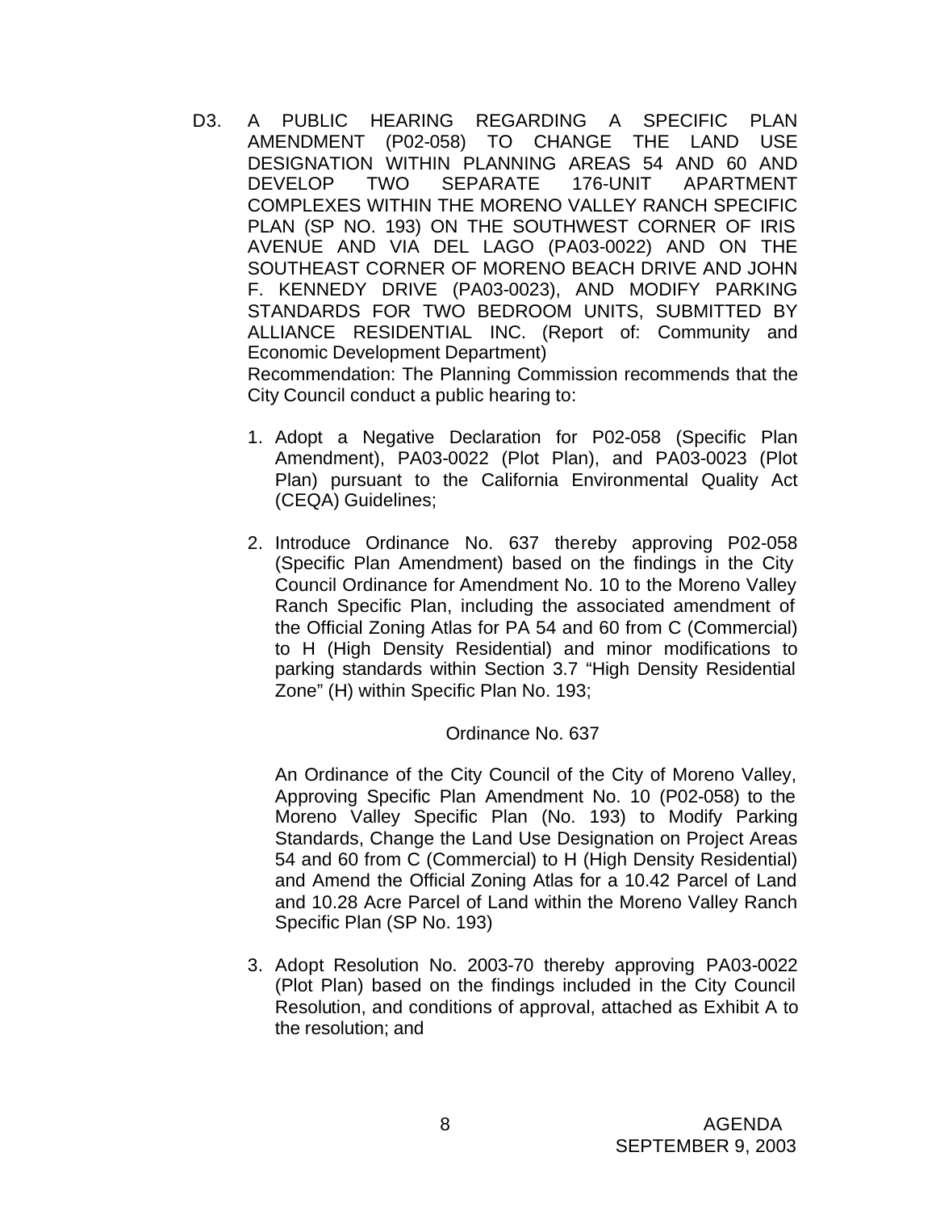D3. A PUBLIC HEARING REGARDING A SPECIFIC PLAN AMENDMENT (P02-058) TO CHANGE THE LAND USE DESIGNATION WITHIN PLANNING AREAS 54 AND 60 AND DEVELOP TWO SEPARATE 176-UNIT APARTMENT COMPLEXES WITHIN THE MORENO VALLEY RANCH SPECIFIC PLAN (SP NO. 193) ON THE SOUTHWEST CORNER OF IRIS AVENUE AND VIA DEL LAGO (PA03-0022) AND ON THE SOUTHEAST CORNER OF MORENO BEACH DRIVE AND JOHN F. KENNEDY DRIVE (PA03-0023), AND MODIFY PARKING STANDARDS FOR TWO BEDROOM UNITS, SUBMITTED BY ALLIANCE RESIDENTIAL INC. (Report of: Community and Economic Development Department)

Recommendation: The Planning Commission recommends that the City Council conduct a public hearing to:

1. Adopt a Negative Declaration for P02-058 (Specific Plan Amendment), PA03-0022 (Plot Plan), and PA03-0023 (Plot Plan) pursuant to the California Environmental Quality Act (CEQA) Guidelines;

2. Introduce Ordinance No. 637 thereby approving P02-058 (Specific Plan Amendment) based on the findings in the City Council Ordinance for Amendment No. 10 to the Moreno Valley Ranch Specific Plan, including the associated amendment of the Official Zoning Atlas for PA 54 and 60 from C (Commercial) to H (High Density Residential) and minor modifications to parking standards within Section 3.7 "High Density Residential Zone" (H) within Specific Plan No. 193;

   Ordinance No. 637

   An Ordinance of the City Council of the City of Moreno Valley, Approving Specific Plan Amendment No. 10 (P02-058) to the Moreno Valley Specific Plan (No. 193) to Modify Parking Standards, Change the Land Use Designation on Project Areas 54 and 60 from C (Commercial) to H (High Density Residential) and Amend the Official Zoning Atlas for a 10.42 Parcel of Land and 10.28 Acre Parcel of Land within the Moreno Valley Ranch Specific Plan (SP No. 193)

3. Adopt Resolution No. 2003-70 thereby approving PA03-0022 (Plot Plan) based on the findings included in the City Council Resolution, and conditions of approval, attached as Exhibit A to the resolution; and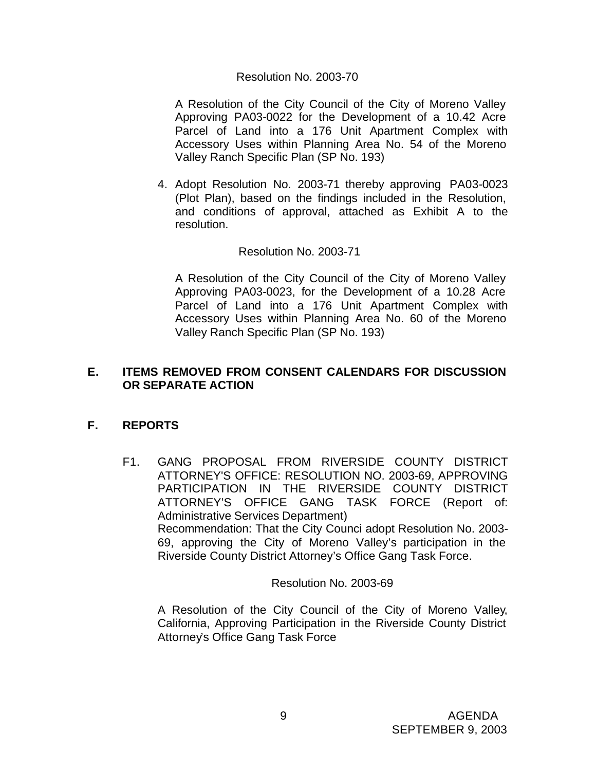Resolution No. 2003-70

A Resolution of the City Council of the City of Moreno Valley Approving PA03-0022 for the Development of a 10.42 Acre Parcel of Land into a 176 Unit Apartment Complex with Accessory Uses within Planning Area No. 54 of the Moreno Valley Ranch Specific Plan (SP No. 193)

4. Adopt Resolution No. 2003-71 thereby approving PA03-0023 (Plot Plan), based on the findings included in the Resolution, and conditions of approval, attached as Exhibit A to the resolution.

Resolution No. 2003-71

A Resolution of the City Council of the City of Moreno Valley Approving PA03-0023, for the Development of a 10.28 Acre Parcel of Land into a 176 Unit Apartment Complex with Accessory Uses within Planning Area No. 60 of the Moreno Valley Ranch Specific Plan (SP No. 193)

## E. ITEMS REMOVED FROM CONSENT CALENDARS FOR DISCUSSION OR SEPARATE ACTION

## F. REPORTS

F1. GANG PROPOSAL FROM RIVERSIDE COUNTY DISTRICT ATTORNEY'S OFFICE: RESOLUTION NO. 2003-69, APPROVING PARTICIPATION IN THE RIVERSIDE COUNTY DISTRICT ATTORNEY'S OFFICE GANG TASK FORCE (Report of: Administrative Services Department)
Recommendation: That the City Counci adopt Resolution No. 2003-69, approving the City of Moreno Valley's participation in the Riverside County District Attorney's Office Gang Task Force.

Resolution No. 2003-69

A Resolution of the City Council of the City of Moreno Valley, California, Approving Participation in the Riverside County District Attorney's Office Gang Task Force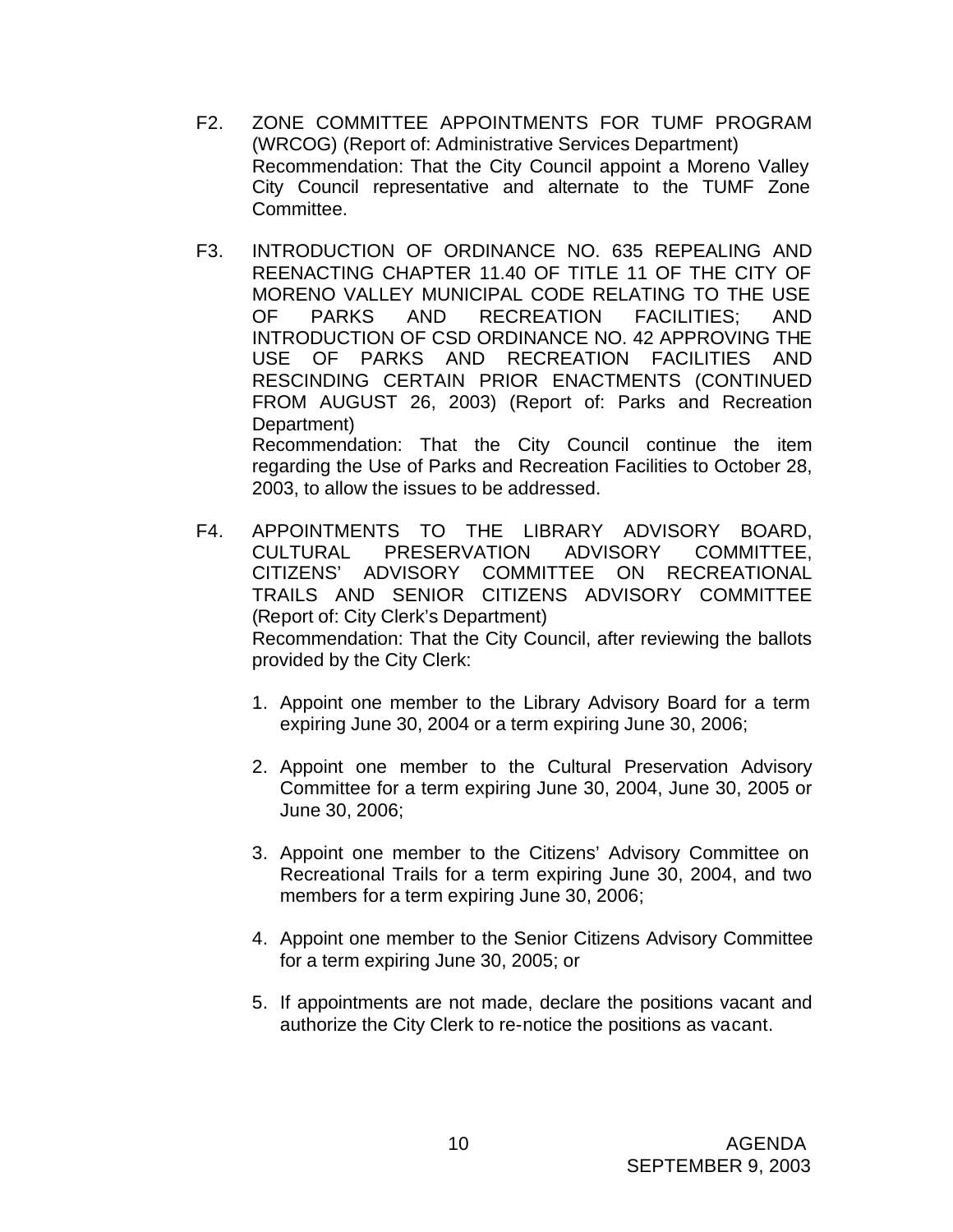F2. ZONE COMMITTEE APPOINTMENTS FOR TUMF PROGRAM (WRCOG) (Report of: Administrative Services Department)
Recommendation: That the City Council appoint a Moreno Valley City Council representative and alternate to the TUMF Zone Committee.

F3. INTRODUCTION OF ORDINANCE NO. 635 REPEALING AND REENACTING CHAPTER 11.40 OF TITLE 11 OF THE CITY OF MORENO VALLEY MUNICIPAL CODE RELATING TO THE USE OF PARKS AND RECREATION FACILITIES; AND INTRODUCTION OF CSD ORDINANCE NO. 42 APPROVING THE USE OF PARKS AND RECREATION FACILITIES AND RESCINDING CERTAIN PRIOR ENACTMENTS (CONTINUED FROM AUGUST 26, 2003) (Report of: Parks and Recreation Department)
Recommendation: That the City Council continue the item regarding the Use of Parks and Recreation Facilities to October 28, 2003, to allow the issues to be addressed.

F4. APPOINTMENTS TO THE LIBRARY ADVISORY BOARD, CULTURAL PRESERVATION ADVISORY COMMITTEE, CITIZENS' ADVISORY COMMITTEE ON RECREATIONAL TRAILS AND SENIOR CITIZENS ADVISORY COMMITTEE (Report of: City Clerk's Department)
Recommendation: That the City Council, after reviewing the ballots provided by the City Clerk:

1. Appoint one member to the Library Advisory Board for a term expiring June 30, 2004 or a term expiring June 30, 2006;

2. Appoint one member to the Cultural Preservation Advisory Committee for a term expiring June 30, 2004, June 30, 2005 or June 30, 2006;

3. Appoint one member to the Citizens' Advisory Committee on Recreational Trails for a term expiring June 30, 2004, and two members for a term expiring June 30, 2006;

4. Appoint one member to the Senior Citizens Advisory Committee for a term expiring June 30, 2005; or

5. If appointments are not made, declare the positions vacant and authorize the City Clerk to re-notice the positions as vacant.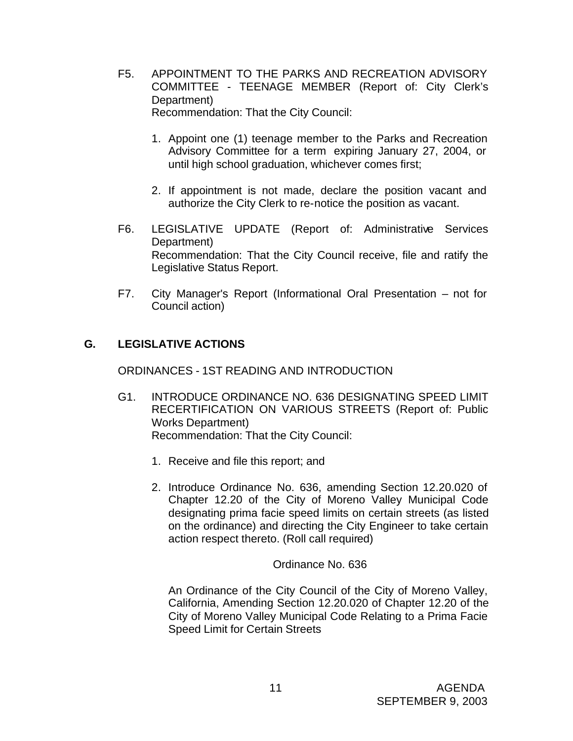F5. APPOINTMENT TO THE PARKS AND RECREATION ADVISORY COMMITTEE - TEENAGE MEMBER (Report of: City Clerk's Department)
Recommendation: That the City Council:

1. Appoint one (1) teenage member to the Parks and Recreation Advisory Committee for a term expiring January 27, 2004, or until high school graduation, whichever comes first;

2. If appointment is not made, declare the position vacant and authorize the City Clerk to re-notice the position as vacant.

F6. LEGISLATIVE UPDATE (Report of: Administrative Services Department)
Recommendation: That the City Council receive, file and ratify the Legislative Status Report.

F7. City Manager's Report (Informational Oral Presentation – not for Council action)

## G. LEGISLATIVE ACTIONS

ORDINANCES - 1ST READING AND INTRODUCTION

G1. INTRODUCE ORDINANCE NO. 636 DESIGNATING SPEED LIMIT RECERTIFICATION ON VARIOUS STREETS (Report of: Public Works Department)
Recommendation: That the City Council:

1. Receive and file this report; and

2. Introduce Ordinance No. 636, amending Section 12.20.020 of Chapter 12.20 of the City of Moreno Valley Municipal Code designating prima facie speed limits on certain streets (as listed on the ordinance) and directing the City Engineer to take certain action respect thereto. (Roll call required)

Ordinance No. 636

An Ordinance of the City Council of the City of Moreno Valley, California, Amending Section 12.20.020 of Chapter 12.20 of the City of Moreno Valley Municipal Code Relating to a Prima Facie Speed Limit for Certain Streets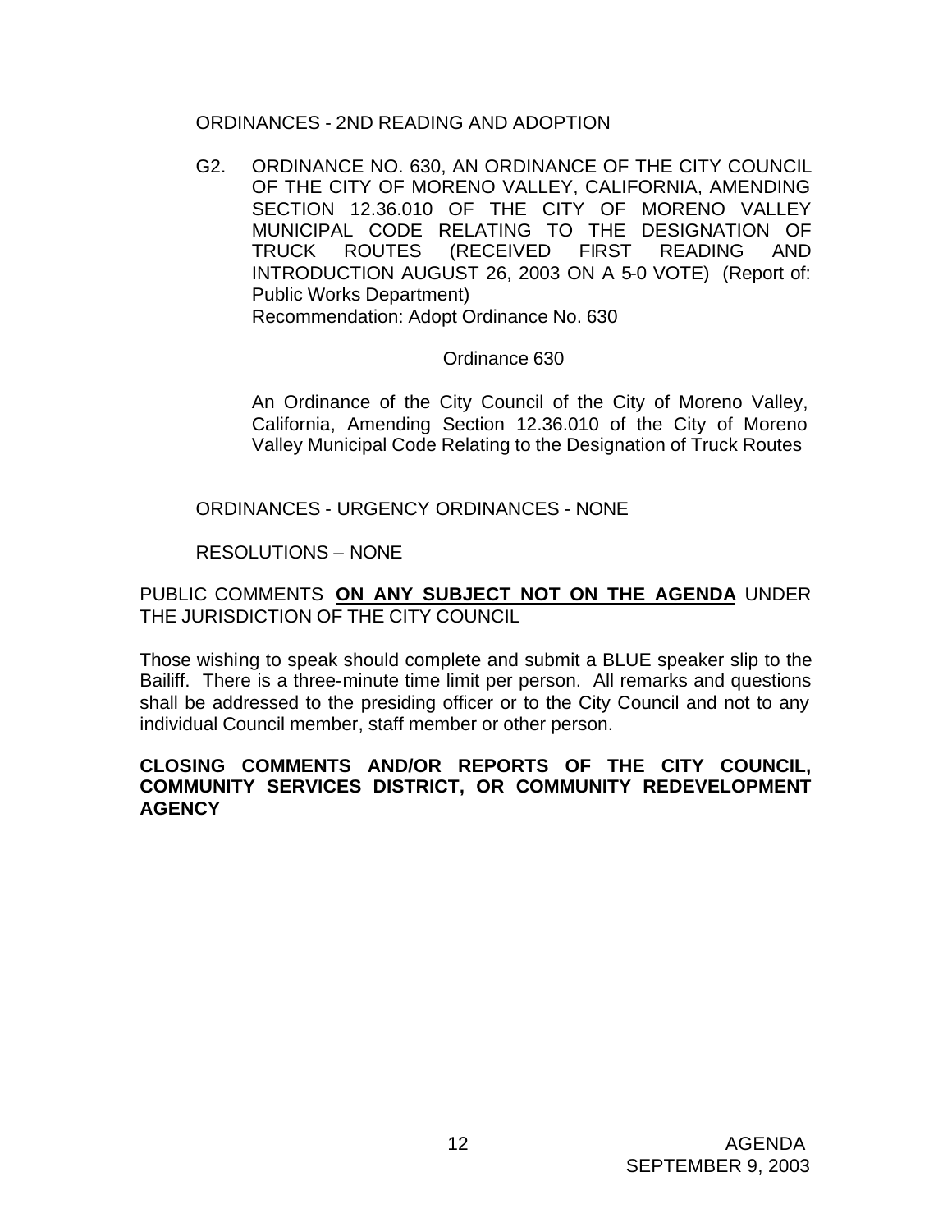ORDINANCES - 2ND READING AND ADOPTION

G2. ORDINANCE NO. 630, AN ORDINANCE OF THE CITY COUNCIL OF THE CITY OF MORENO VALLEY, CALIFORNIA, AMENDING SECTION 12.36.010 OF THE CITY OF MORENO VALLEY MUNICIPAL CODE RELATING TO THE DESIGNATION OF TRUCK ROUTES (RECEIVED FIRST READING AND INTRODUCTION AUGUST 26, 2003 ON A 5-0 VOTE) (Report of: Public Works Department)
Recommendation: Adopt Ordinance No. 630

Ordinance 630

An Ordinance of the City Council of the City of Moreno Valley, California, Amending Section 12.36.010 of the City of Moreno Valley Municipal Code Relating to the Designation of Truck Routes

ORDINANCES - URGENCY ORDINANCES - NONE

RESOLUTIONS – NONE

PUBLIC COMMENTS **ON ANY SUBJECT NOT ON THE AGENDA** UNDER THE JURISDICTION OF THE CITY COUNCIL

Those wishing to speak should complete and submit a BLUE speaker slip to the Bailiff. There is a three-minute time limit per person. All remarks and questions shall be addressed to the presiding officer or to the City Council and not to any individual Council member, staff member or other person.

**CLOSING COMMENTS AND/OR REPORTS OF THE CITY COUNCIL, COMMUNITY SERVICES DISTRICT, OR COMMUNITY REDEVELOPMENT AGENCY**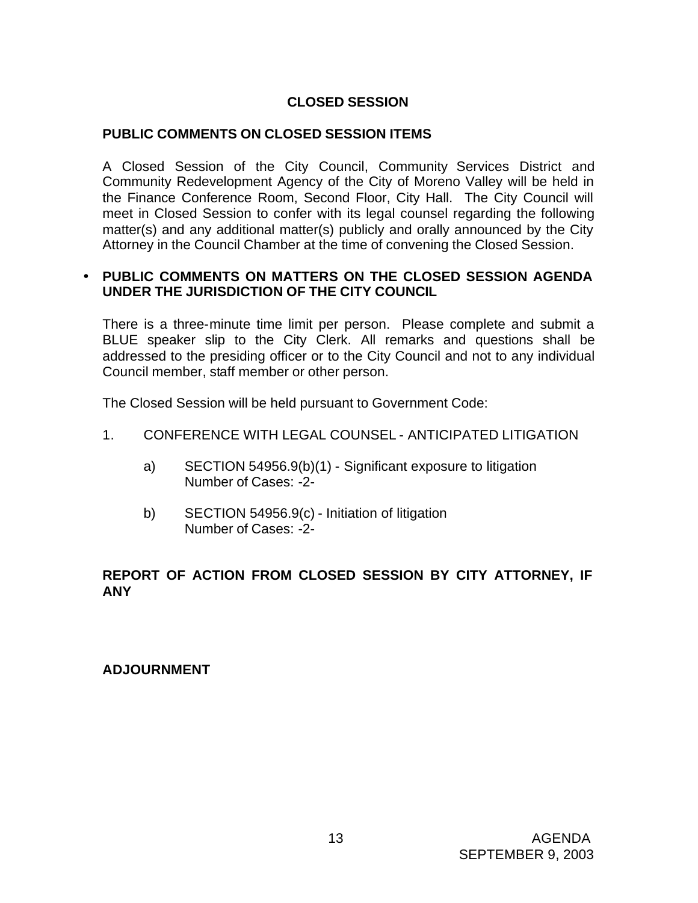## CLOSED SESSION

### PUBLIC COMMENTS ON CLOSED SESSION ITEMS

A Closed Session of the City Council, Community Services District and Community Redevelopment Agency of the City of Moreno Valley will be held in the Finance Conference Room, Second Floor, City Hall. The City Council will meet in Closed Session to confer with its legal counsel regarding the following matter(s) and any additional matter(s) publicly and orally announced by the City Attorney in the Council Chamber at the time of convening the Closed Session.

- **PUBLIC COMMENTS ON MATTERS ON THE CLOSED SESSION AGENDA UNDER THE JURISDICTION OF THE CITY COUNCIL**

  There is a three-minute time limit per person. Please complete and submit a BLUE speaker slip to the City Clerk. All remarks and questions shall be addressed to the presiding officer or to the City Council and not to any individual Council member, staff member or other person.

  The Closed Session will be held pursuant to Government Code:

  1. CONFERENCE WITH LEGAL COUNSEL - ANTICIPATED LITIGATION

     a) SECTION 54956.9(b)(1) - Significant exposure to litigation
     Number of Cases: -2-

     b) SECTION 54956.9(c) - Initiation of litigation
     Number of Cases: -2-

### REPORT OF ACTION FROM CLOSED SESSION BY CITY ATTORNEY, IF ANY

### ADJOURNMENT